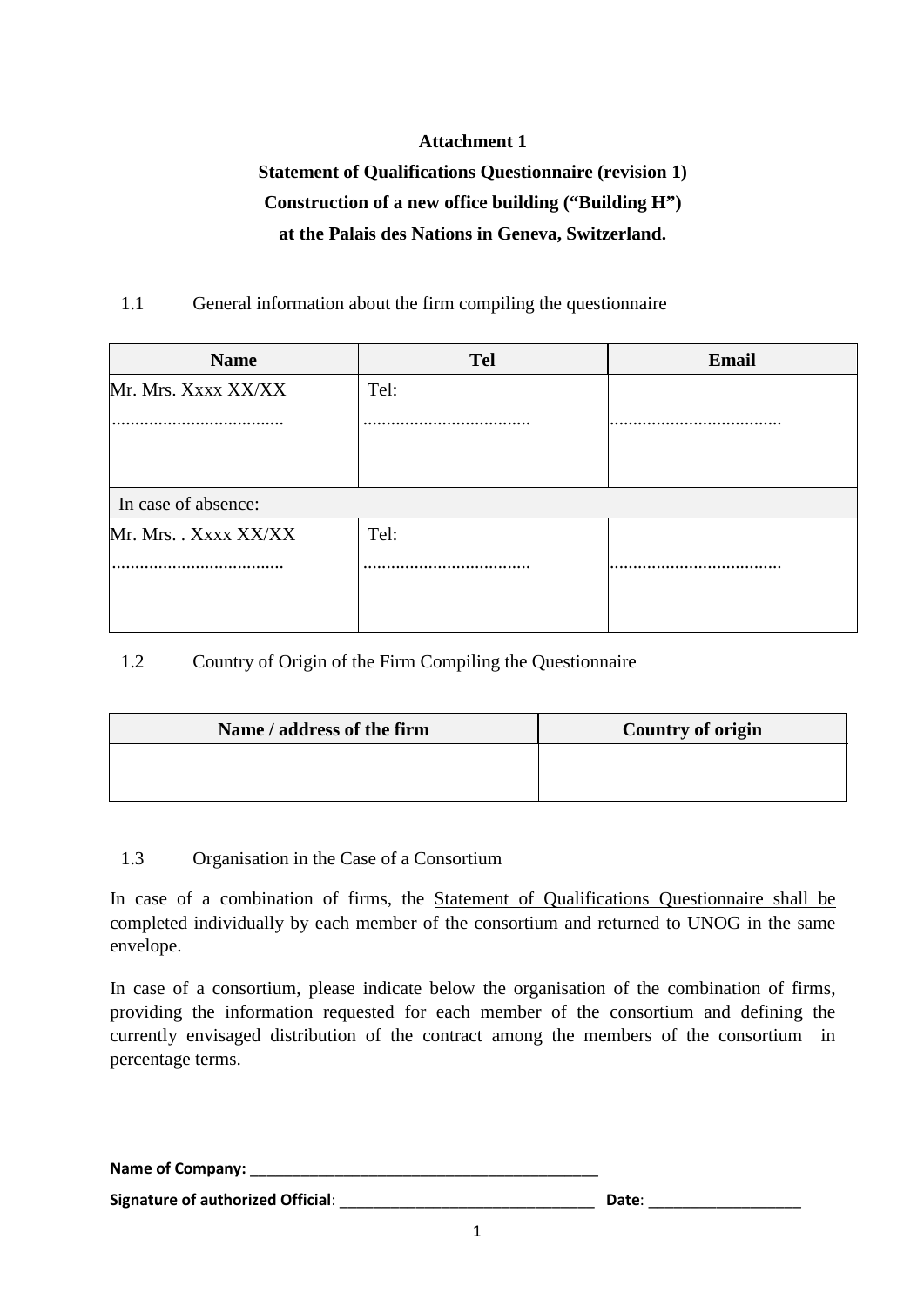**Attachment 1**

**Statement of Qualifications Questionnaire (revision 1)**

**Construction of a new office building ("Building H")**

**at the Palais des Nations in Geneva, Switzerland.**

1.1 General information about the firm compiling the questionnaire

| Name | Tel | Email |
|---|---|---|
| Mr. Mrs. Xxxx XX/XX<br>..................................... | Tel:<br>.................................... | ..................................... |
| In case of absence: | | |
| Mr. Mrs. . Xxxx XX/XX<br>..................................... | Tel:<br>.................................... | ..................................... |

1.2 Country of Origin of the Firm Compiling the Questionnaire

| Name / address of the firm | Country of origin |
|---|---|
| | |

1.3 Organisation in the Case of a Consortium

In case of a combination of firms, the Statement of Qualifications Questionnaire shall be completed individually by each member of the consortium and returned to UNOG in the same envelope.

In case of a consortium, please indicate below the organisation of the combination of firms, providing the information requested for each member of the consortium and defining the currently envisaged distribution of the contract among the members of the consortium in percentage terms.

**Name of Company:** ___________________________________________

**Signature of authorized Official**: _______________________________ **Date**: __________________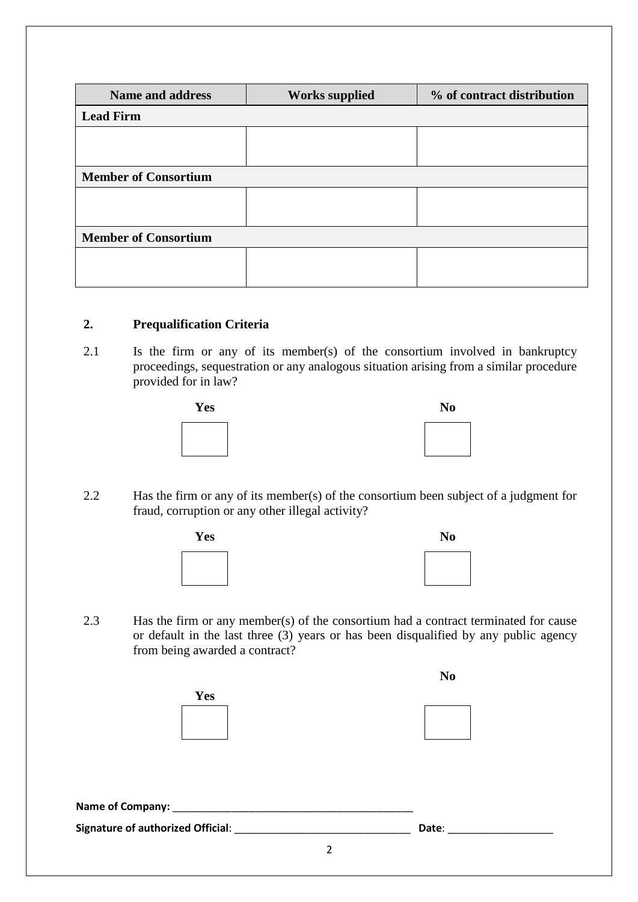| Name and address | Works supplied | % of contract distribution |
|---|---|---|
| **Lead Firm** | | |
| | | |
| **Member of Consortium** | | |
| | | |
| **Member of Consortium** | | |
| | | |

## 2. Prequalification Criteria

2.1 Is the firm or any of its member(s) of the consortium involved in bankruptcy proceedings, sequestration or any analogous situation arising from a similar procedure provided for in law?

**Yes** ☐ **No** ☐

2.2 Has the firm or any of its member(s) of the consortium been subject of a judgment for fraud, corruption or any other illegal activity?

**Yes** ☐ **No** ☐

2.3 Has the firm or any member(s) of the consortium had a contract terminated for cause or default in the last three (3) years or has been disqualified by any public agency from being awarded a contract?

**Yes** ☐ **No** ☐

**Name of Company:** ___________________________________________

**Signature of authorized Official**: _______________________________ **Date**: ___________________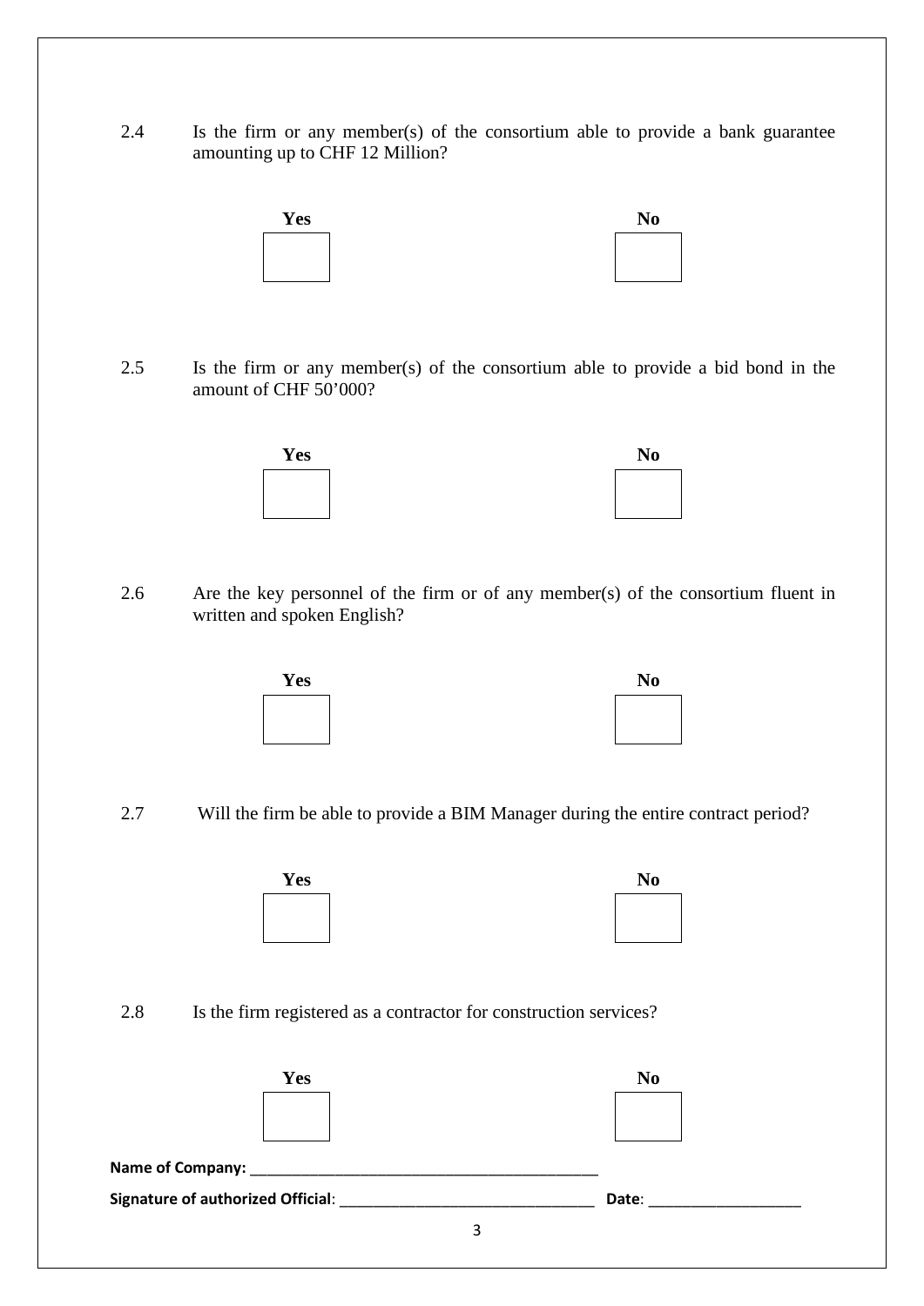2.4 Is the firm or any member(s) of the consortium able to provide a bank guarantee amounting up to CHF 12 Million?

**Yes** ☐ **No** ☐

2.5 Is the firm or any member(s) of the consortium able to provide a bid bond in the amount of CHF 50'000?

**Yes** ☐ **No** ☐

2.6 Are the key personnel of the firm or of any member(s) of the consortium fluent in written and spoken English?

**Yes** ☐ **No** ☐

2.7 Will the firm be able to provide a BIM Manager during the entire contract period?

**Yes** ☐ **No** ☐

2.8 Is the firm registered as a contractor for construction services?

**Yes** ☐ **No** ☐

**Name of Company:** ________________________________________

**Signature of authorized Official**: ______________________________ **Date**: __________________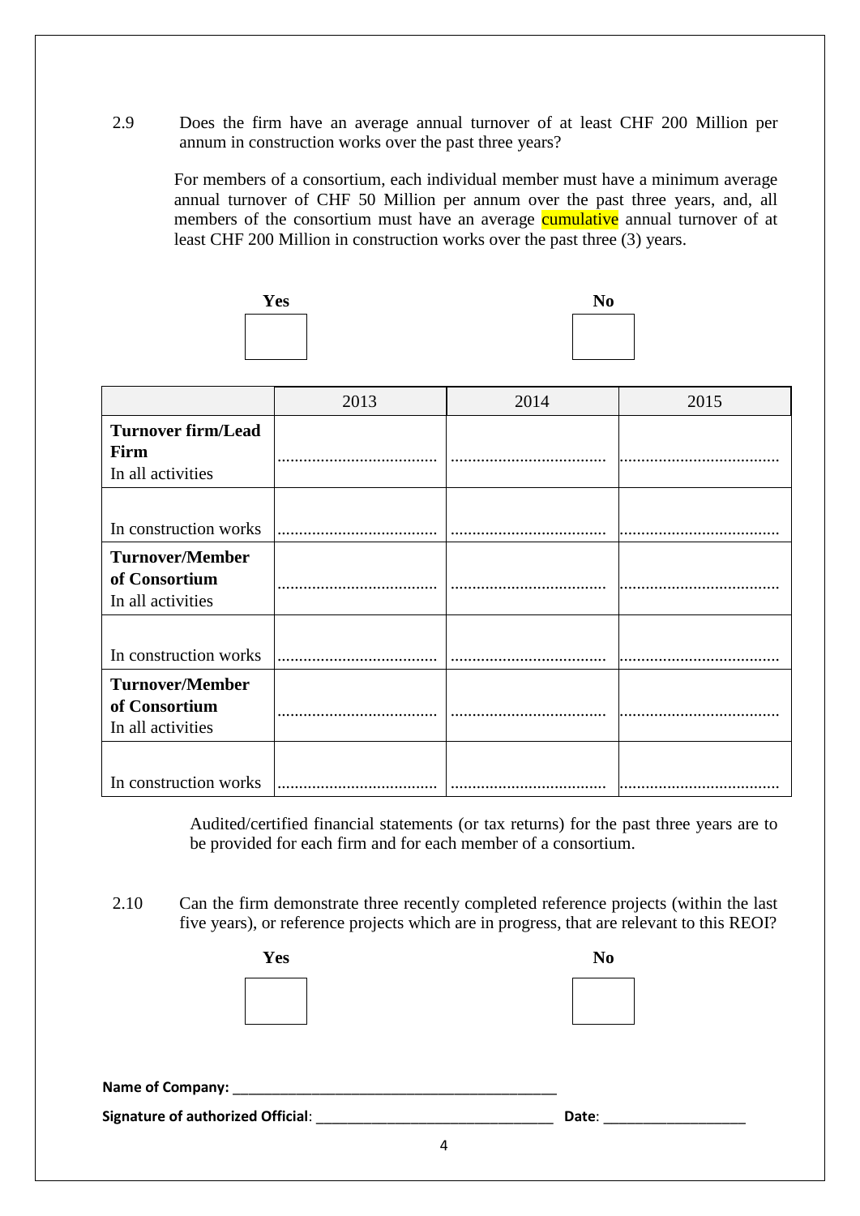2.9 Does the firm have an average annual turnover of at least CHF 200 Million per annum in construction works over the past three years?

For members of a consortium, each individual member must have a minimum average annual turnover of CHF 50 Million per annum over the past three years, and, all members of the consortium must have an average cumulative annual turnover of at least CHF 200 Million in construction works over the past three (3) years.

**Yes** ☐ **No** ☐

| | 2013 | 2014 | 2015 |
|---|---|---|---|
| **Turnover firm/Lead Firm** In all activities | ………………………… | ………………………… | ………………………… |
| In construction works | ………………………… | ………………………… | ………………………… |
| **Turnover/Member of Consortium** In all activities | ………………………… | ………………………… | ………………………… |
| In construction works | ………………………… | ………………………… | ………………………… |
| **Turnover/Member of Consortium** In all activities | ………………………… | ………………………… | ………………………… |
| In construction works | ………………………… | ………………………… | ………………………… |

Audited/certified financial statements (or tax returns) for the past three years are to be provided for each firm and for each member of a consortium.

2.10 Can the firm demonstrate three recently completed reference projects (within the last five years), or reference projects which are in progress, that are relevant to this REOI?

**Yes** ☐ **No** ☐

**Name of Company:** ___________________________________________

**Signature of authorized Official**: ______________________________ **Date**: __________________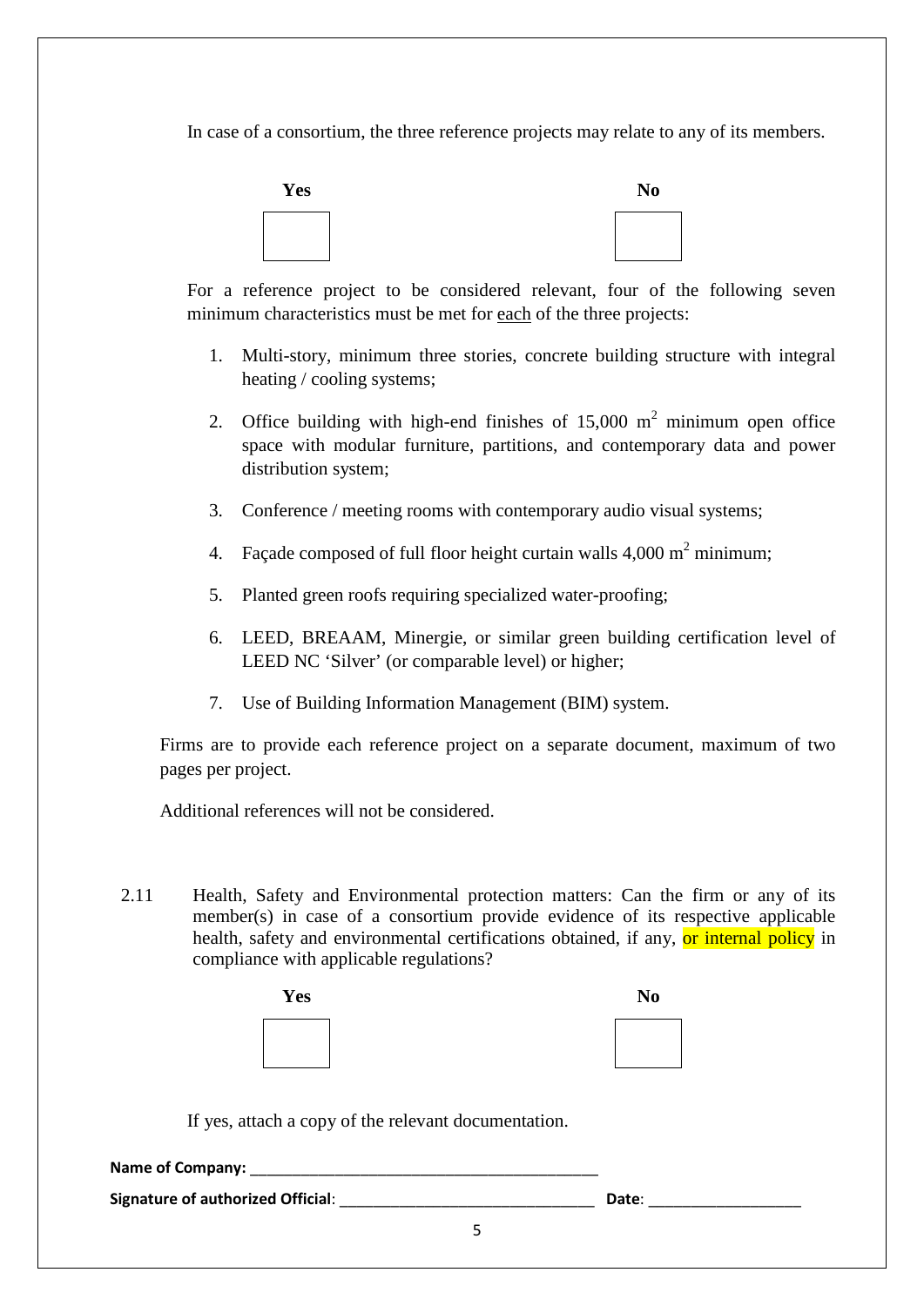In case of a consortium, the three reference projects may relate to any of its members.

| **Yes** | **No** |
|---|---|
| ☐ | ☐ |

For a reference project to be considered relevant, four of the following seven minimum characteristics must be met for <u>each</u> of the three projects:

1. Multi-story, minimum three stories, concrete building structure with integral heating / cooling systems;
2. Office building with high-end finishes of 15,000 $m^2$ minimum open office space with modular furniture, partitions, and contemporary data and power distribution system;
3. Conference / meeting rooms with contemporary audio visual systems;
4. Façade composed of full floor height curtain walls 4,000 $m^2$ minimum;
5. Planted green roofs requiring specialized water-proofing;
6. LEED, BREAAM, Minergie, or similar green building certification level of LEED NC 'Silver' (or comparable level) or higher;
7. Use of Building Information Management (BIM) system.

Firms are to provide each reference project on a separate document, maximum of two pages per project.

Additional references will not be considered.

2.11 Health, Safety and Environmental protection matters: Can the firm or any of its member(s) in case of a consortium provide evidence of its respective applicable health, safety and environmental certifications obtained, if any, or internal policy in compliance with applicable regulations?

| **Yes** | **No** |
|---|---|
| ☐ | ☐ |

If yes, attach a copy of the relevant documentation.

**Name of Company:** ___________________________________________

**Signature of authorized Official**: ________________________________ **Date**: ____________________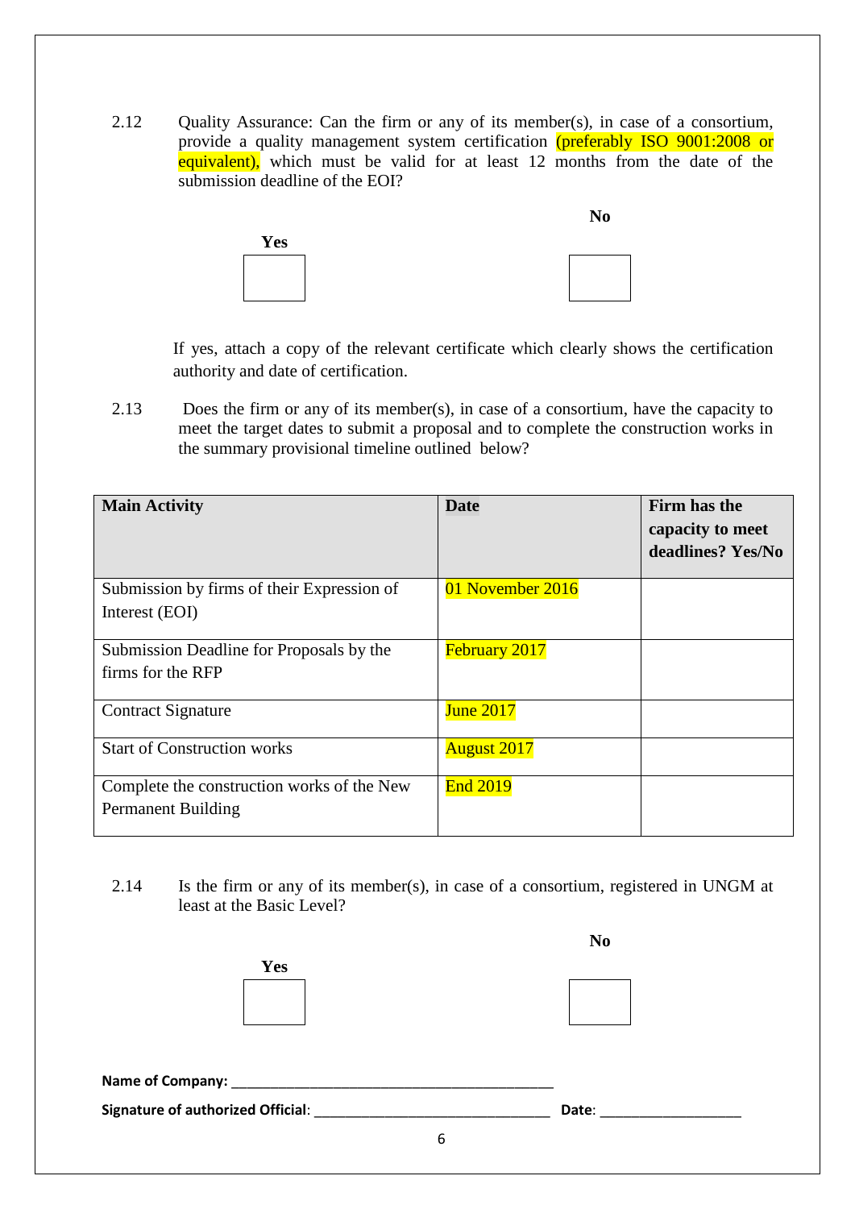2.12 Quality Assurance: Can the firm or any of its member(s), in case of a consortium, provide a quality management system certification (preferably ISO 9001:2008 or equivalent), which must be valid for at least 12 months from the date of the submission deadline of the EOI?

**Yes** ☐ **No** ☐

If yes, attach a copy of the relevant certificate which clearly shows the certification authority and date of certification.

2.13 Does the firm or any of its member(s), in case of a consortium, have the capacity to meet the target dates to submit a proposal and to complete the construction works in the summary provisional timeline outlined below?

| **Main Activity** | **Date** | **Firm has the capacity to meet deadlines? Yes/No** |
|---|---|---|
| Submission by firms of their Expression of Interest (EOI) | 01 November 2016 | |
| Submission Deadline for Proposals by the firms for the RFP | February 2017 | |
| Contract Signature | June 2017 | |
| Start of Construction works | August 2017 | |
| Complete the construction works of the New Permanent Building | End 2019 | |

2.14 Is the firm or any of its member(s), in case of a consortium, registered in UNGM at least at the Basic Level?

**Yes** ☐ **No** ☐

**Name of Company:** ______________________________________

**Signature of authorized Official**: ____________________________ **Date**: __________________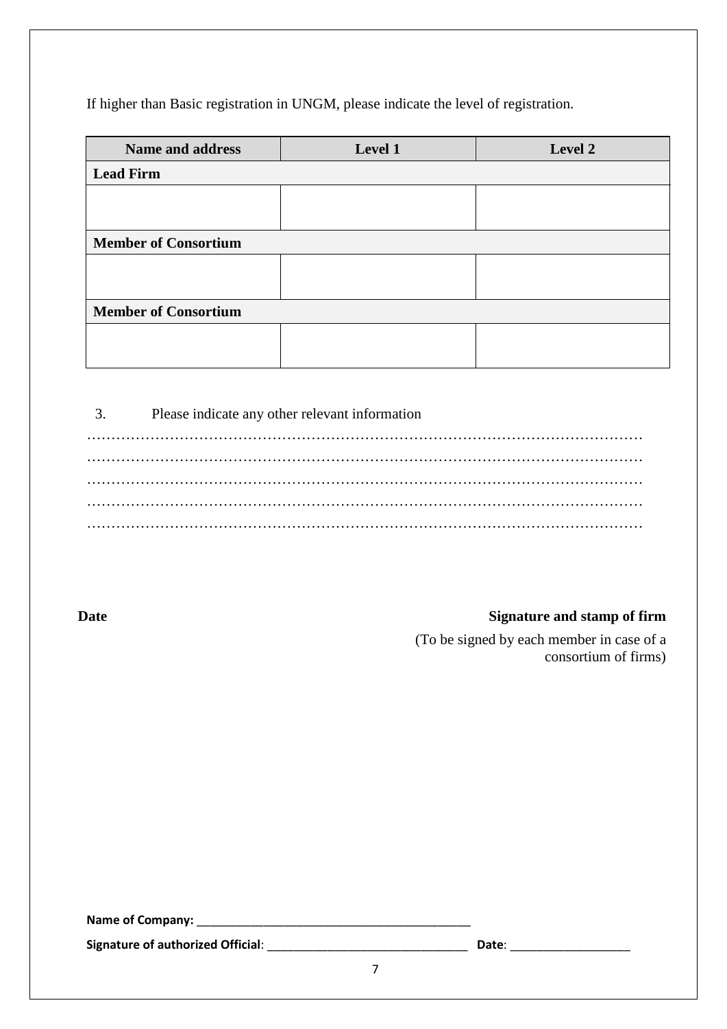If higher than Basic registration in UNGM, please indicate the level of registration.

| Name and address | Level 1 | Level 2 |
|---|---|---|
| **Lead Firm** | | |
| | | |
| **Member of Consortium** | | |
| | | |
| **Member of Consortium** | | |
| | | |

3. Please indicate any other relevant information

…………………………………………………………………………………………………
…………………………………………………………………………………………………
…………………………………………………………………………………………………
…………………………………………………………………………………………………
…………………………………………………………………………………………………

**Date**

**Signature and stamp of firm**

(To be signed by each member in case of a consortium of firms)

**Name of Company:** ___________________________________________

**Signature of authorized Official**: _______________________________ **Date**: ___________________